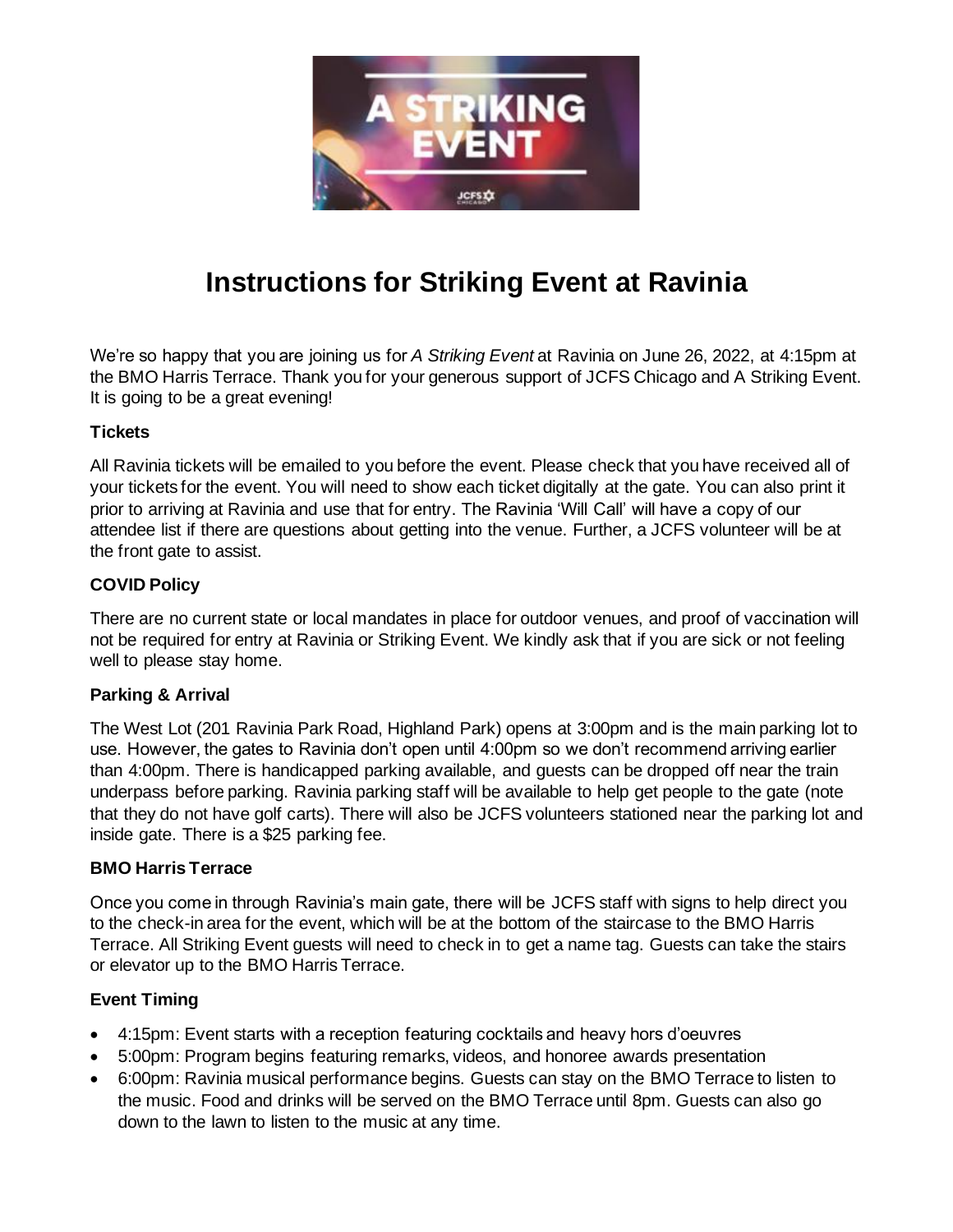# Instructions for Striking Event at Ravinia

We're so happy that you are joining us for *A Striking Event* at Ravinia on June 26, 2022, at 4:15pm at the BMO Harris Terrace. Thank you for your generous support of JCFS Chicago and A Striking Event. It is going to be a great evening!

**Tickets**

All Ravinia tickets will be emailed to you before the event. Please check that you have received all of your tickets for the event. You will need to show each ticket digitally at the gate. You can also print it prior to arriving at Ravinia and use that for entry. The Ravinia 'Will Call' will have a copy of our attendee list if there are questions about getting into the venue. Further, a JCFS volunteer will be at the front gate to assist.

**COVID Policy**

There are no current state or local mandates in place for outdoor venues, and proof of vaccination will not be required for entry at Ravinia or Striking Event. We kindly ask that if you are sick or not feeling well to please stay home.

**Parking & Arrival**

The West Lot (201 Ravinia Park Road, Highland Park) opens at 3:00pm and is the main parking lot to use. However, the gates to Ravinia don't open until 4:00pm so we don't recommend arriving earlier than 4:00pm. There is handicapped parking available, and guests can be dropped off near the train underpass before parking. Ravinia parking staff will be available to help get people to the gate (note that they do not have golf carts). There will also be JCFS volunteers stationed near the parking lot and inside gate. There is a $25 parking fee.

**BMO Harris Terrace**

Once you come in through Ravinia's main gate, there will be JCFS staff with signs to help direct you to the check-in area for the event, which will be at the bottom of the staircase to the BMO Harris Terrace. All Striking Event guests will need to check in to get a name tag. Guests can take the stairs or elevator up to the BMO Harris Terrace.

**Event Timing**

- 4:15pm: Event starts with a reception featuring cocktails and heavy hors d'oeuvres
- 5:00pm: Program begins featuring remarks, videos, and honoree awards presentation
- 6:00pm: Ravinia musical performance begins. Guests can stay on the BMO Terrace to listen to the music. Food and drinks will be served on the BMO Terrace until 8pm. Guests can also go down to the lawn to listen to the music at any time.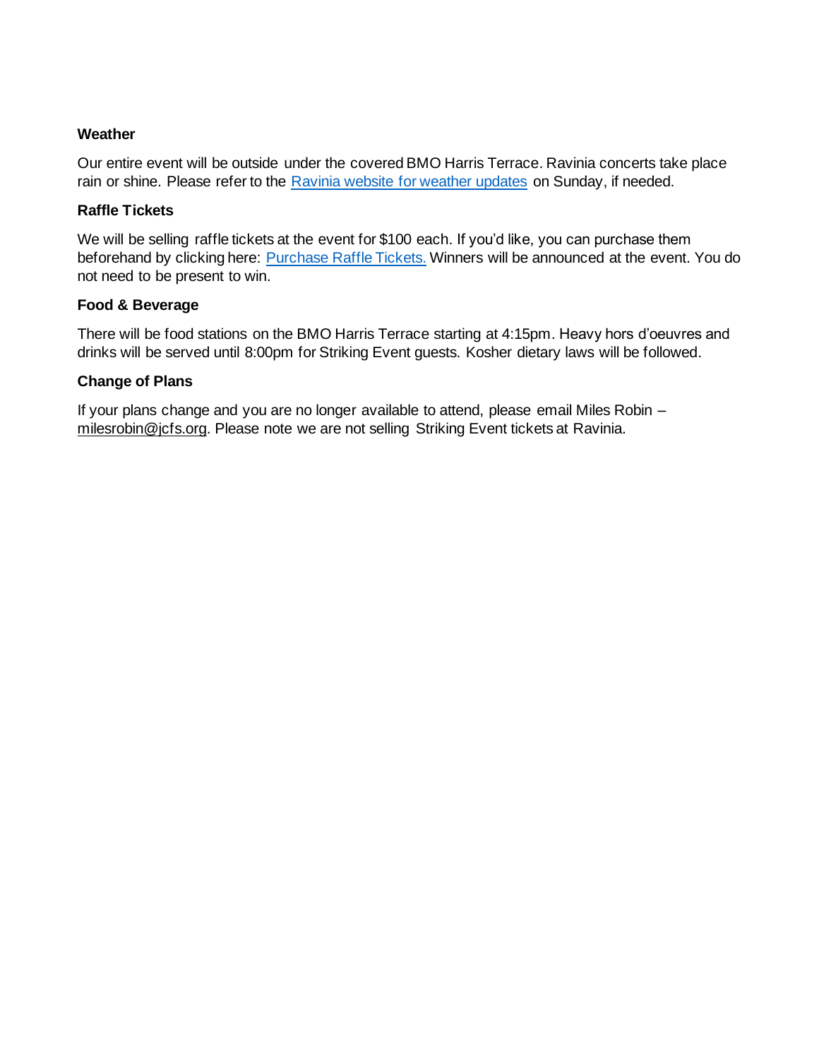**Weather**

Our entire event will be outside under the covered BMO Harris Terrace. Ravinia concerts take place rain or shine. Please refer to the Ravinia website for weather updates on Sunday, if needed.

**Raffle Tickets**

We will be selling raffle tickets at the event for $100 each. If you'd like, you can purchase them beforehand by clicking here: Purchase Raffle Tickets. Winners will be announced at the event. You do not need to be present to win.

**Food & Beverage**

There will be food stations on the BMO Harris Terrace starting at 4:15pm. Heavy hors d'oeuvres and drinks will be served until 8:00pm for Striking Event guests. Kosher dietary laws will be followed.

**Change of Plans**

If your plans change and you are no longer available to attend, please email Miles Robin – milesrobin@jcfs.org. Please note we are not selling Striking Event tickets at Ravinia.